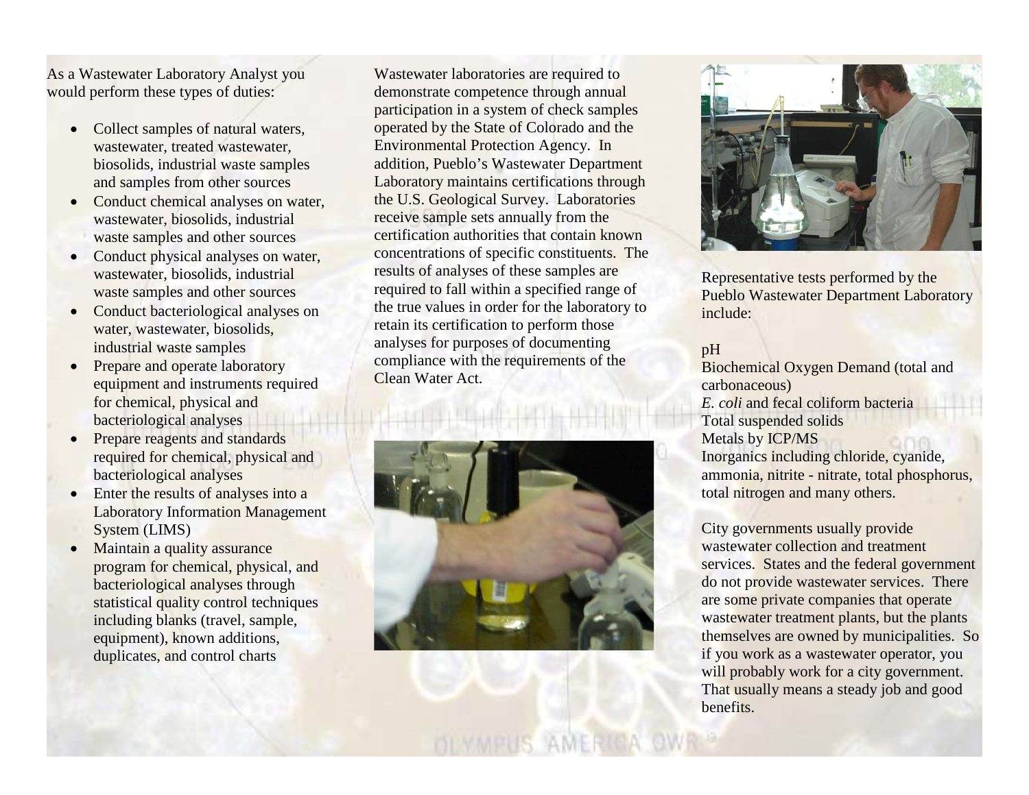As a Wastewater Laboratory Analyst you would perform these types of duties:

- Collect samples of natural waters, wastewater, treated wastewater, biosolids, industrial waste samples and samples from other sources
- Conduct chemical analyses on water, wastewater, biosolids, industrial waste samples and other sources
- Conduct physical analyses on water, wastewater, biosolids, industrial waste samples and other sources
- Conduct bacteriological analyses on water, wastewater, biosolids, industrial waste samples
- Prepare and operate laboratory equipment and instruments required for chemical, physical and bacteriological analyses
- Prepare reagents and standards required for chemical, physical and bacteriological analyses
- Enter the results of analyses into a Laboratory Information Management System (LIMS)
- Maintain a quality assurance program for chemical, physical, and bacteriological analyses through statistical quality control techniques including blanks (travel, sample, equipment), known additions, duplicates, and control charts

Wastewater laboratories are required to demonstrate competence through annual participation in a system of check samples operated by the State of Colorado and the Environmental Protection Agency. In addition, Pueblo's Wastewater Department Laboratory maintains certifications through the U.S. Geological Survey. Laboratories receive sample sets annually from the certification authorities that contain known concentrations of specific constituents. The results of analyses of these samples are required to fall within a specified range of the true values in order for the laboratory to retain its certification to perform those analyses for purposes of documenting compliance with the requirements of the Clean Water Act.

Representative tests performed by the Pueblo Wastewater Department Laboratory include:

pH
Biochemical Oxygen Demand (total and carbonaceous)
*E. coli* and fecal coliform bacteria
Total suspended solids
Metals by ICP/MS
Inorganics including chloride, cyanide, ammonia, nitrite - nitrate, total phosphorus, total nitrogen and many others.

City governments usually provide wastewater collection and treatment services. States and the federal government do not provide wastewater services. There are some private companies that operate wastewater treatment plants, but the plants themselves are owned by municipalities. So if you work as a wastewater operator, you will probably work for a city government. That usually means a steady job and good benefits.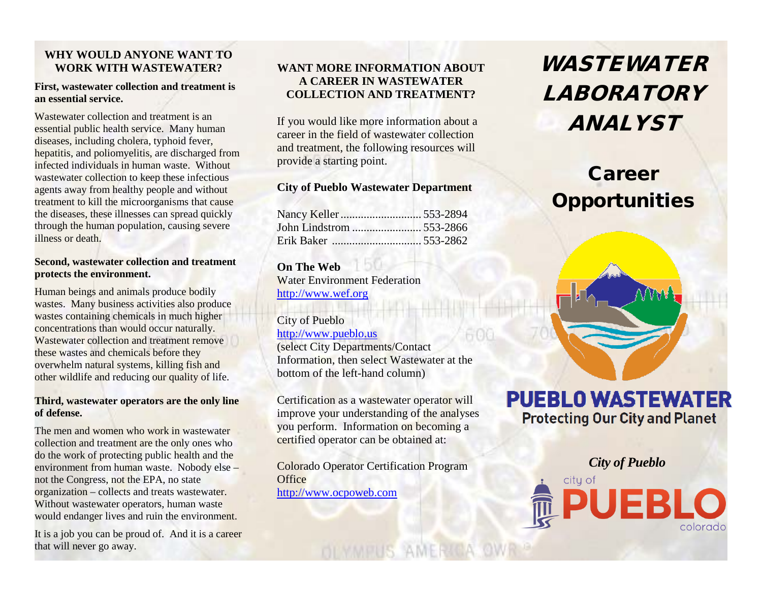## WHY WOULD ANYONE WANT TO WORK WITH WASTEWATER?

**First, wastewater collection and treatment is an essential service.**

Wastewater collection and treatment is an essential public health service. Many human diseases, including cholera, typhoid fever, hepatitis, and poliomyelitis, are discharged from infected individuals in human waste. Without wastewater collection to keep these infectious agents away from healthy people and without treatment to kill the microorganisms that cause the diseases, these illnesses can spread quickly through the human population, causing severe illness or death.

**Second, wastewater collection and treatment protects the environment.**

Human beings and animals produce bodily wastes. Many business activities also produce wastes containing chemicals in much higher concentrations than would occur naturally. Wastewater collection and treatment remove these wastes and chemicals before they overwhelm natural systems, killing fish and other wildlife and reducing our quality of life.

**Third, wastewater operators are the only line of defense.**

The men and women who work in wastewater collection and treatment are the only ones who do the work of protecting public health and the environment from human waste. Nobody else – not the Congress, not the EPA, no state organization – collects and treats wastewater. Without wastewater operators, human waste would endanger lives and ruin the environment.

It is a job you can be proud of. And it is a career that will never go away.

## WANT MORE INFORMATION ABOUT A CAREER IN WASTEWATER COLLECTION AND TREATMENT?

If you would like more information about a career in the field of wastewater collection and treatment, the following resources will provide a starting point.

**City of Pueblo Wastewater Department**

Nancy Keller ............................ 553-2894
John Lindstrom ........................ 553-2866
Erik Baker ............................... 553-2862

**On The Web**
Water Environment Federation
http://www.wef.org

City of Pueblo
http://www.pueblo.us
(select City Departments/Contact Information, then select Wastewater at the bottom of the left-hand column)

Certification as a wastewater operator will improve your understanding of the analyses you perform. Information on becoming a certified operator can be obtained at:

Colorado Operator Certification Program Office
http://www.ocpoweb.com

# WASTEWATER LABORATORY ANALYST

## Career Opportunities

PUEBLO WASTEWATER
Protecting Our City and Planet

*City of Pueblo*

city of PUEBLO colorado